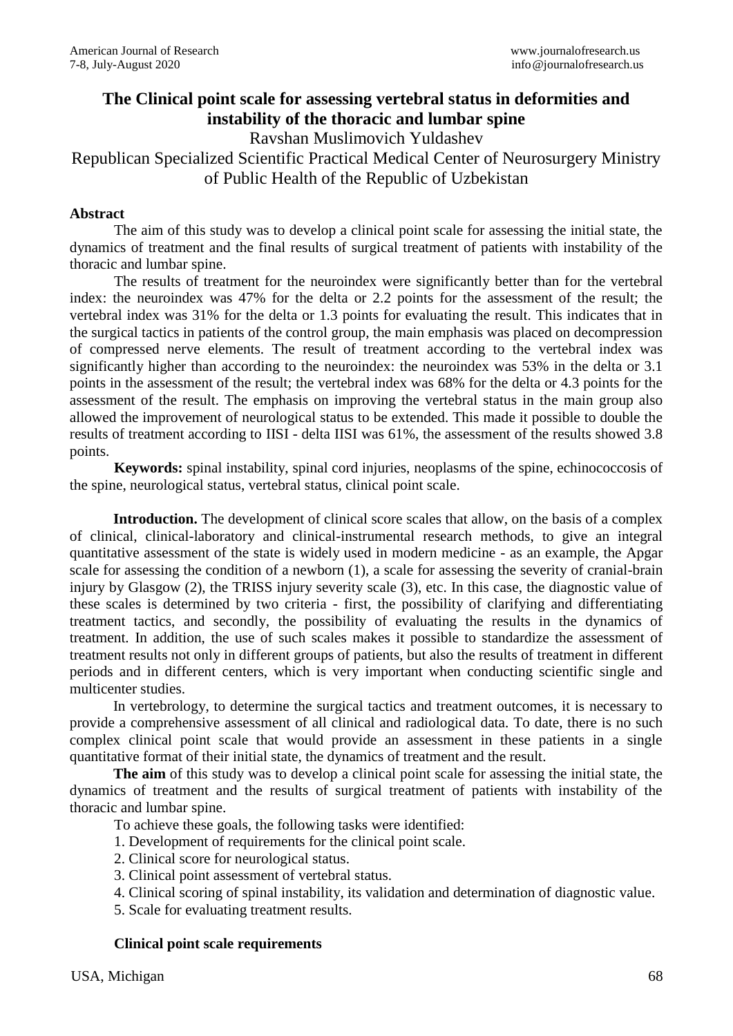# The Clinical point scale for assessing vertebral status in deformities and instability of the thoracic and lumbar spine

Ravshan Muslimovich Yuldashev

Republican Specialized Scientific Practical Medical Center of Neurosurgery Ministry of Public Health of the Republic of Uzbekistan

**Abstract**

The aim of this study was to develop a clinical point scale for assessing the initial state, the dynamics of treatment and the final results of surgical treatment of patients with instability of the thoracic and lumbar spine.

The results of treatment for the neuroindex were significantly better than for the vertebral index: the neuroindex was 47% for the delta or 2.2 points for the assessment of the result; the vertebral index was 31% for the delta or 1.3 points for evaluating the result. This indicates that in the surgical tactics in patients of the control group, the main emphasis was placed on decompression of compressed nerve elements. The result of treatment according to the vertebral index was significantly higher than according to the neuroindex: the neuroindex was 53% in the delta or 3.1 points in the assessment of the result; the vertebral index was 68% for the delta or 4.3 points for the assessment of the result. The emphasis on improving the vertebral status in the main group also allowed the improvement of neurological status to be extended. This made it possible to double the results of treatment according to IISI - delta IISI was 61%, the assessment of the results showed 3.8 points.

**Keywords:** spinal instability, spinal cord injuries, neoplasms of the spine, echinococcosis of the spine, neurological status, vertebral status, clinical point scale.

**Introduction.** The development of clinical score scales that allow, on the basis of a complex of clinical, clinical-laboratory and clinical-instrumental research methods, to give an integral quantitative assessment of the state is widely used in modern medicine - as an example, the Apgar scale for assessing the condition of a newborn (1), a scale for assessing the severity of cranial-brain injury by Glasgow (2), the TRISS injury severity scale (3), etc. In this case, the diagnostic value of these scales is determined by two criteria - first, the possibility of clarifying and differentiating treatment tactics, and secondly, the possibility of evaluating the results in the dynamics of treatment. In addition, the use of such scales makes it possible to standardize the assessment of treatment results not only in different groups of patients, but also the results of treatment in different periods and in different centers, which is very important when conducting scientific single and multicenter studies.

In vertebrology, to determine the surgical tactics and treatment outcomes, it is necessary to provide a comprehensive assessment of all clinical and radiological data. To date, there is no such complex clinical point scale that would provide an assessment in these patients in a single quantitative format of their initial state, the dynamics of treatment and the result.

**The aim** of this study was to develop a clinical point scale for assessing the initial state, the dynamics of treatment and the results of surgical treatment of patients with instability of the thoracic and lumbar spine.

To achieve these goals, the following tasks were identified:

1. Development of requirements for the clinical point scale.
2. Clinical score for neurological status.
3. Clinical point assessment of vertebral status.
4. Clinical scoring of spinal instability, its validation and determination of diagnostic value.
5. Scale for evaluating treatment results.

**Clinical point scale requirements**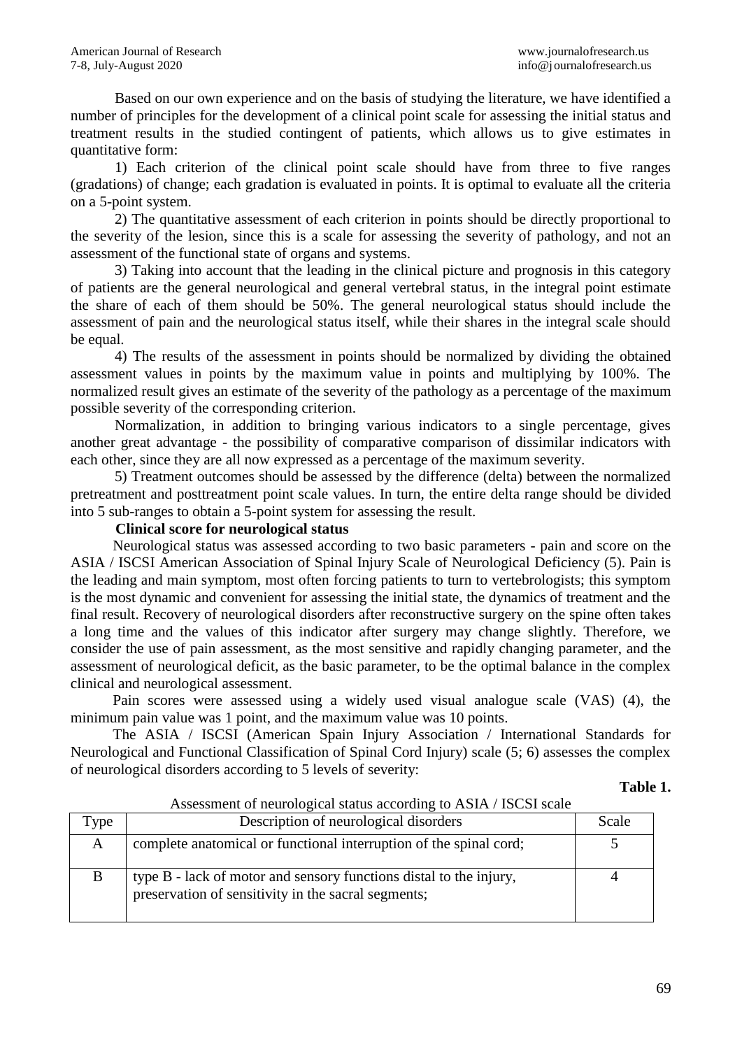Based on our own experience and on the basis of studying the literature, we have identified a number of principles for the development of a clinical point scale for assessing the initial status and treatment results in the studied contingent of patients, which allows us to give estimates in quantitative form:

1) Each criterion of the clinical point scale should have from three to five ranges (gradations) of change; each gradation is evaluated in points. It is optimal to evaluate all the criteria on a 5-point system.

2) The quantitative assessment of each criterion in points should be directly proportional to the severity of the lesion, since this is a scale for assessing the severity of pathology, and not an assessment of the functional state of organs and systems.

3) Taking into account that the leading in the clinical picture and prognosis in this category of patients are the general neurological and general vertebral status, in the integral point estimate the share of each of them should be 50%. The general neurological status should include the assessment of pain and the neurological status itself, while their shares in the integral scale should be equal.

4) The results of the assessment in points should be normalized by dividing the obtained assessment values in points by the maximum value in points and multiplying by 100%. The normalized result gives an estimate of the severity of the pathology as a percentage of the maximum possible severity of the corresponding criterion.

Normalization, in addition to bringing various indicators to a single percentage, gives another great advantage - the possibility of comparative comparison of dissimilar indicators with each other, since they are all now expressed as a percentage of the maximum severity.

5) Treatment outcomes should be assessed by the difference (delta) between the normalized pretreatment and posttreatment point scale values. In turn, the entire delta range should be divided into 5 sub-ranges to obtain a 5-point system for assessing the result.

**Clinical score for neurological status**

Neurological status was assessed according to two basic parameters - pain and score on the ASIA / ISCSI American Association of Spinal Injury Scale of Neurological Deficiency (5). Pain is the leading and main symptom, most often forcing patients to turn to vertebrologists; this symptom is the most dynamic and convenient for assessing the initial state, the dynamics of treatment and the final result. Recovery of neurological disorders after reconstructive surgery on the spine often takes a long time and the values of this indicator after surgery may change slightly. Therefore, we consider the use of pain assessment, as the most sensitive and rapidly changing parameter, and the assessment of neurological deficit, as the basic parameter, to be the optimal balance in the complex clinical and neurological assessment.

Pain scores were assessed using a widely used visual analogue scale (VAS) (4), the minimum pain value was 1 point, and the maximum value was 10 points.

The ASIA / ISCSI (American Spain Injury Association / International Standards for Neurological and Functional Classification of Spinal Cord Injury) scale (5; 6) assesses the complex of neurological disorders according to 5 levels of severity:

**Table 1.**

Assessment of neurological status according to ASIA / ISCSI scale

| Type | Description of neurological disorders | Scale |
|---|---|---|
| A | complete anatomical or functional interruption of the spinal cord; | 5 |
| B | type B - lack of motor and sensory functions distal to the injury, preservation of sensitivity in the sacral segments; | 4 |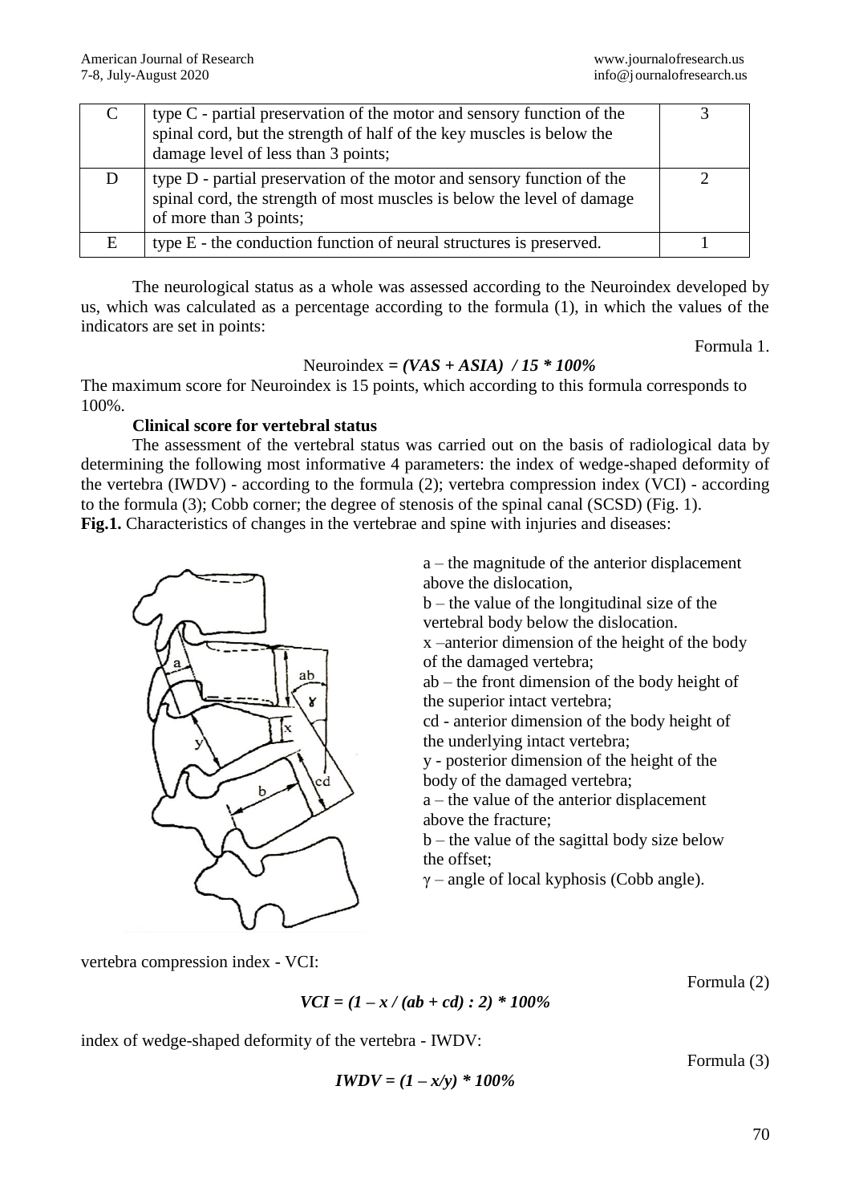| C | type C - partial preservation of the motor and sensory function of the spinal cord, but the strength of half of the key muscles is below the damage level of less than 3 points; | 3 |
|---|---|---|
| D | type D - partial preservation of the motor and sensory function of the spinal cord, the strength of most muscles is below the level of damage of more than 3 points; | 2 |
| E | type E - the conduction function of neural structures is preserved. | 1 |

The neurological status as a whole was assessed according to the Neuroindex developed by us, which was calculated as a percentage according to the formula (1), in which the values of the indicators are set in points:

Formula 1.

$$\text{Neuroindex} = (VAS + ASIA) / 15 * 100\%$$

The maximum score for Neuroindex is 15 points, which according to this formula corresponds to 100%.

**Clinical score for vertebral status**

The assessment of the vertebral status was carried out on the basis of radiological data by determining the following most informative 4 parameters: the index of wedge-shaped deformity of the vertebra (IWDV) - according to the formula (2); vertebra compression index (VCI) - according to the formula (3); Cobb corner; the degree of stenosis of the spinal canal (SCSD) (Fig. 1).

**Fig.1.** Characteristics of changes in the vertebrae and spine with injuries and diseases:

a – the magnitude of the anterior displacement above the dislocation,
b – the value of the longitudinal size of the vertebral body below the dislocation.
x –anterior dimension of the height of the body of the damaged vertebra;
ab – the front dimension of the body height of the superior intact vertebra;
cd - anterior dimension of the body height of the underlying intact vertebra;
y - posterior dimension of the height of the body of the damaged vertebra;
a – the value of the anterior displacement above the fracture;
b – the value of the sagittal body size below the offset;
$\gamma$ – angle of local kyphosis (Cobb angle).

vertebra compression index - VCI:

Formula (2)

$$VCI = (1 - x / (ab + cd) : 2) * 100\%$$

index of wedge-shaped deformity of the vertebra - IWDV:

Formula (3)

$$IWDV = (1 - x/y) * 100\%$$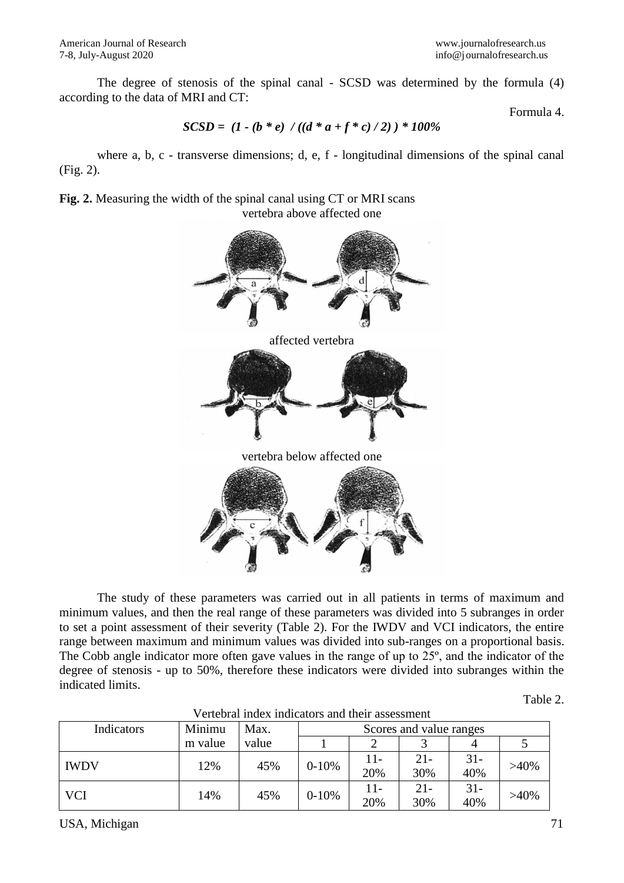The degree of stenosis of the spinal canal - SCSD was determined by the formula (4) according to the data of MRI and CT:

Formula 4.

$$SCSD = (1 - (b * e) / ((d * a + f * c) / 2)) * 100\%$$

where a, b, c - transverse dimensions; d, e, f - longitudinal dimensions of the spinal canal (Fig. 2).

**Fig. 2.** Measuring the width of the spinal canal using CT or MRI scans

vertebra above affected one

affected vertebra

vertebra below affected one

The study of these parameters was carried out in all patients in terms of maximum and minimum values, and then the real range of these parameters was divided into 5 subranges in order to set a point assessment of their severity (Table 2). For the IWDV and VCI indicators, the entire range between maximum and minimum values was divided into sub-ranges on a proportional basis. The Cobb angle indicator more often gave values in the range of up to 25º, and the indicator of the degree of stenosis - up to 50%, therefore these indicators were divided into subranges within the indicated limits.

Table 2.

Vertebral index indicators and their assessment

| Indicators | Minimum value | Max. value | Scores and value ranges | | | | |
|---|---|---|---|---|---|---|---|
| | | | 1 | 2 | 3 | 4 | 5 |
| IWDV | 12% | 45% | 0-10% | 11-20% | 21-30% | 31-40% | >40% |
| VCI | 14% | 45% | 0-10% | 11-20% | 21-30% | 31-40% | >40% |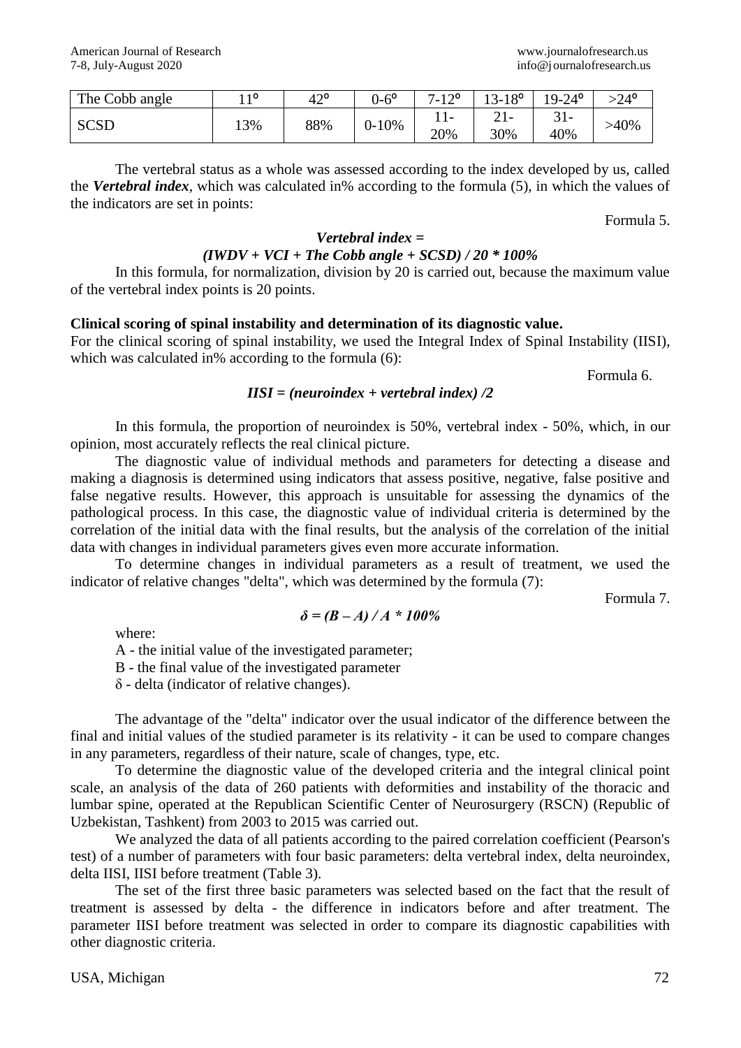| The Cobb angle | 11° | 42° | 0-6° | 7-12° | 13-18° | 19-24° | >24° |
|---|---|---|---|---|---|---|---|
| SCSD | 13% | 88% | 0-10% | 11-20% | 21-30% | 31-40% | >40% |

The vertebral status as a whole was assessed according to the index developed by us, called the ***Vertebral index***, which was calculated in% according to the formula (5), in which the values of the indicators are set in points:

Formula 5.

$$\textit{Vertebral index} = (IWDV + VCI + \textit{The Cobb angle} + SCSD) / 20 * 100\%$$

In this formula, for normalization, division by 20 is carried out, because the maximum value of the vertebral index points is 20 points.

**Clinical scoring of spinal instability and determination of its diagnostic value.**

For the clinical scoring of spinal instability, we used the Integral Index of Spinal Instability (IISI), which was calculated in% according to the formula (6):

Formula 6.

$$IISI = (\textit{neuroindex} + \textit{vertebral index}) / 2$$

In this formula, the proportion of neuroindex is 50%, vertebral index - 50%, which, in our opinion, most accurately reflects the real clinical picture.

The diagnostic value of individual methods and parameters for detecting a disease and making a diagnosis is determined using indicators that assess positive, negative, false positive and false negative results. However, this approach is unsuitable for assessing the dynamics of the pathological process. In this case, the diagnostic value of individual criteria is determined by the correlation of the initial data with the final results, but the analysis of the correlation of the initial data with changes in individual parameters gives even more accurate information.

To determine changes in individual parameters as a result of treatment, we used the indicator of relative changes "delta", which was determined by the formula (7):

Formula 7.

$$\delta = (B - A) / A * 100\%$$

where:

A - the initial value of the investigated parameter;

B - the final value of the investigated parameter

$\delta$ - delta (indicator of relative changes).

The advantage of the "delta" indicator over the usual indicator of the difference between the final and initial values of the studied parameter is its relativity - it can be used to compare changes in any parameters, regardless of their nature, scale of changes, type, etc.

To determine the diagnostic value of the developed criteria and the integral clinical point scale, an analysis of the data of 260 patients with deformities and instability of the thoracic and lumbar spine, operated at the Republican Scientific Center of Neurosurgery (RSCN) (Republic of Uzbekistan, Tashkent) from 2003 to 2015 was carried out.

We analyzed the data of all patients according to the paired correlation coefficient (Pearson's test) of a number of parameters with four basic parameters: delta vertebral index, delta neuroindex, delta IISI, IISI before treatment (Table 3).

The set of the first three basic parameters was selected based on the fact that the result of treatment is assessed by delta - the difference in indicators before and after treatment. The parameter IISI before treatment was selected in order to compare its diagnostic capabilities with other diagnostic criteria.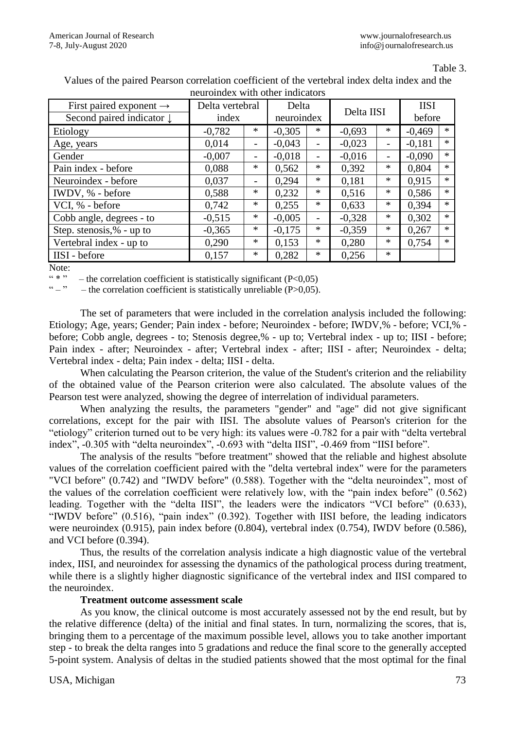Table 3.

Values of the paired Pearson correlation coefficient of the vertebral index delta index and the neuroindex with other indicators

| First paired exponent → / Second paired indicator ↓ | Delta vertebral index | | Delta neuroindex | | Delta IISI | | IISI before | |
|---|---|---|---|---|---|---|---|---|
| Etiology | -0,782 | * | -0,305 | * | -0,693 | * | -0,469 | * |
| Age, years | 0,014 | - | -0,043 | - | -0,023 | - | -0,181 | * |
| Gender | -0,007 | - | -0,018 | - | -0,016 | - | -0,090 | * |
| Pain index - before | 0,088 | * | 0,562 | * | 0,392 | * | 0,804 | * |
| Neuroindex - before | 0,037 | - | 0,294 | * | 0,181 | * | 0,915 | * |
| IWDV, % - before | 0,588 | * | 0,232 | * | 0,516 | * | 0,586 | * |
| VCI, % - before | 0,742 | * | 0,255 | * | 0,633 | * | 0,394 | * |
| Cobb angle, degrees - to | -0,515 | * | -0,005 | - | -0,328 | * | 0,302 | * |
| Step. stenosis,% - up to | -0,365 | * | -0,175 | * | -0,359 | * | 0,267 | * |
| Vertebral index - up to | 0,290 | * | 0,153 | * | 0,280 | * | 0,754 | * |
| IISI - before | 0,157 | * | 0,282 | * | 0,256 | * | | |

Note:

" * " – the correlation coefficient is statistically significant (P<0,05)

" – " – the correlation coefficient is statistically unreliable (P>0,05).

The set of parameters that were included in the correlation analysis included the following: Etiology; Age, years; Gender; Pain index - before; Neuroindex - before; IWDV,% - before; VCI,% - before; Cobb angle, degrees - to; Stenosis degree,% - up to; Vertebral index - up to; IISI - before; Pain index - after; Neuroindex - after; Vertebral index - after; IISI - after; Neuroindex - delta; Vertebral index - delta; Pain index - delta; IISI - delta.

When calculating the Pearson criterion, the value of the Student's criterion and the reliability of the obtained value of the Pearson criterion were also calculated. The absolute values of the Pearson test were analyzed, showing the degree of interrelation of individual parameters.

When analyzing the results, the parameters "gender" and "age" did not give significant correlations, except for the pair with IISI. The absolute values of Pearson's criterion for the "etiology" criterion turned out to be very high: its values were -0.782 for a pair with "delta vertebral index", -0.305 with "delta neuroindex", -0.693 with "delta IISI", -0.469 from "IISI before".

The analysis of the results "before treatment" showed that the reliable and highest absolute values of the correlation coefficient paired with the "delta vertebral index" were for the parameters "VCI before" (0.742) and "IWDV before" (0.588). Together with the "delta neuroindex", most of the values of the correlation coefficient were relatively low, with the "pain index before" (0.562) leading. Together with the "delta IISI", the leaders were the indicators "VCI before" (0.633), "IWDV before" (0.516), "pain index" (0.392). Together with IISI before, the leading indicators were neuroindex (0.915), pain index before (0.804), vertebral index (0.754), IWDV before (0.586), and VCI before (0.394).

Thus, the results of the correlation analysis indicate a high diagnostic value of the vertebral index, IISI, and neuroindex for assessing the dynamics of the pathological process during treatment, while there is a slightly higher diagnostic significance of the vertebral index and IISI compared to the neuroindex.

**Treatment outcome assessment scale**

As you know, the clinical outcome is most accurately assessed not by the end result, but by the relative difference (delta) of the initial and final states. In turn, normalizing the scores, that is, bringing them to a percentage of the maximum possible level, allows you to take another important step - to break the delta ranges into 5 gradations and reduce the final score to the generally accepted 5-point system. Analysis of deltas in the studied patients showed that the most optimal for the final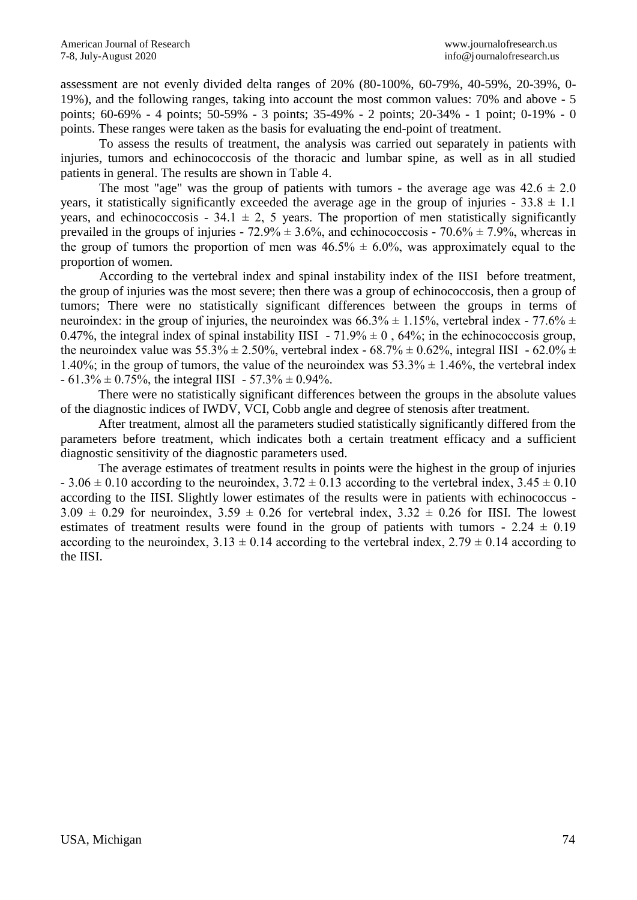assessment are not evenly divided delta ranges of 20% (80-100%, 60-79%, 40-59%, 20-39%, 0-19%), and the following ranges, taking into account the most common values: 70% and above - 5 points; 60-69% - 4 points; 50-59% - 3 points; 35-49% - 2 points; 20-34% - 1 point; 0-19% - 0 points. These ranges were taken as the basis for evaluating the end-point of treatment.

To assess the results of treatment, the analysis was carried out separately in patients with injuries, tumors and echinococcosis of the thoracic and lumbar spine, as well as in all studied patients in general. The results are shown in Table 4.

The most "age" was the group of patients with tumors - the average age was 42.6 ± 2.0 years, it statistically significantly exceeded the average age in the group of injuries - 33.8 ± 1.1 years, and echinococcosis - 34.1 ± 2, 5 years. The proportion of men statistically significantly prevailed in the groups of injuries - 72.9% ± 3.6%, and echinococcosis - 70.6% ± 7.9%, whereas in the group of tumors the proportion of men was 46.5% ± 6.0%, was approximately equal to the proportion of women.

According to the vertebral index and spinal instability index of the IISI before treatment, the group of injuries was the most severe; then there was a group of echinococcosis, then a group of tumors; There were no statistically significant differences between the groups in terms of neuroindex: in the group of injuries, the neuroindex was 66.3% ± 1.15%, vertebral index - 77.6% ± 0.47%, the integral index of spinal instability IISI - 71.9% ± 0 , 64%; in the echinococcosis group, the neuroindex value was 55.3% ± 2.50%, vertebral index - 68.7% ± 0.62%, integral IISI - 62.0% ± 1.40%; in the group of tumors, the value of the neuroindex was 53.3% ± 1.46%, the vertebral index - 61.3% ± 0.75%, the integral IISI - 57.3% ± 0.94%.

There were no statistically significant differences between the groups in the absolute values of the diagnostic indices of IWDV, VCI, Cobb angle and degree of stenosis after treatment.

After treatment, almost all the parameters studied statistically significantly differed from the parameters before treatment, which indicates both a certain treatment efficacy and a sufficient diagnostic sensitivity of the diagnostic parameters used.

The average estimates of treatment results in points were the highest in the group of injuries - 3.06 ± 0.10 according to the neuroindex, 3.72 ± 0.13 according to the vertebral index, 3.45 ± 0.10 according to the IISI. Slightly lower estimates of the results were in patients with echinococcus - 3.09 ± 0.29 for neuroindex, 3.59 ± 0.26 for vertebral index, 3.32 ± 0.26 for IISI. The lowest estimates of treatment results were found in the group of patients with tumors - 2.24 ± 0.19 according to the neuroindex, 3.13 ± 0.14 according to the vertebral index, 2.79 ± 0.14 according to the IISI.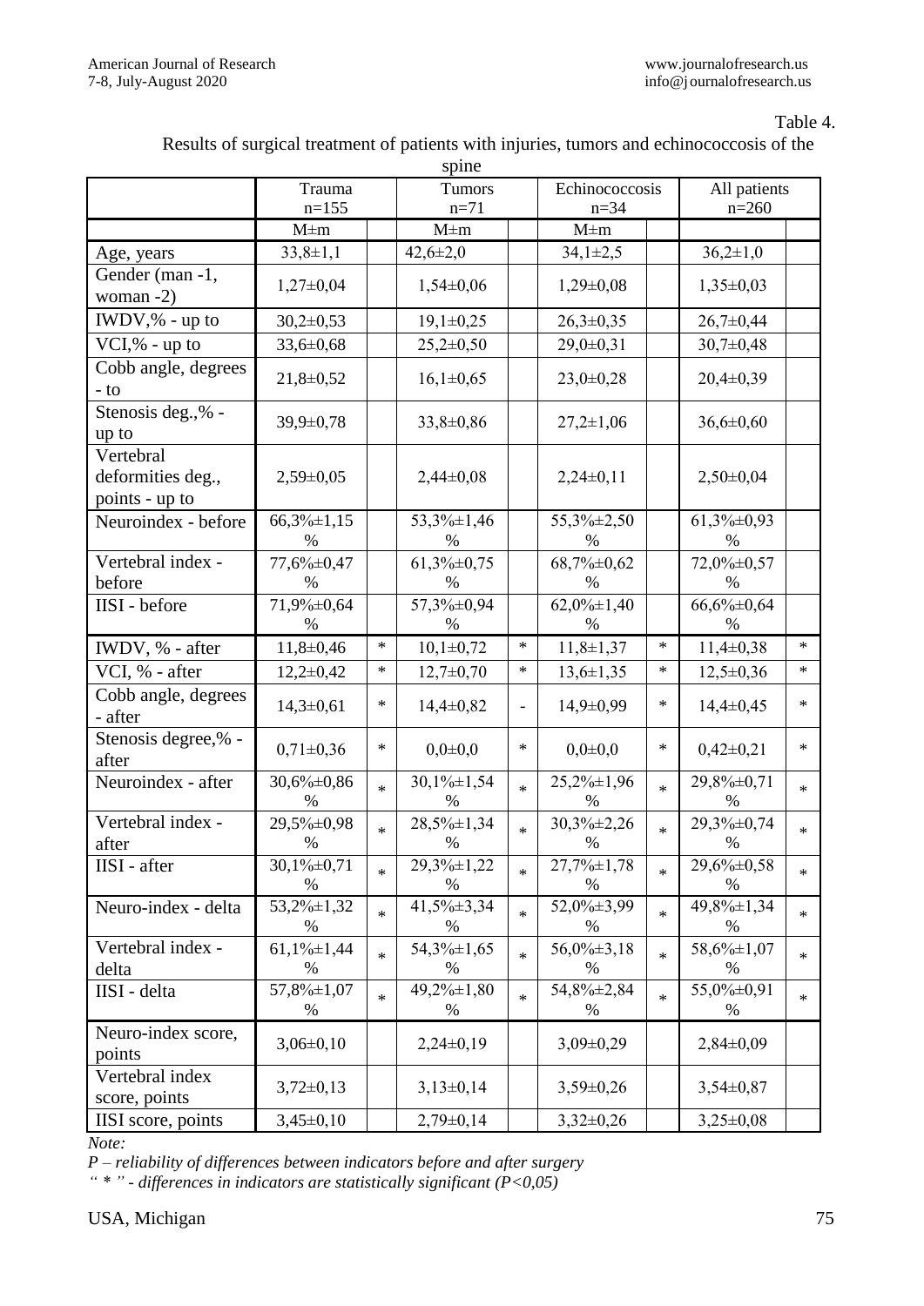Table 4.

Results of surgical treatment of patients with injuries, tumors and echinococcosis of the spine

| | Trauma n=155 | | Tumors n=71 | | Echinococcosis n=34 | | All patients n=260 | |
|---|---|---|---|---|---|---|---|---|
| | M±m | | M±m | | M±m | | | |
| Age, years | 33,8±1,1 | | 42,6±2,0 | | 34,1±2,5 | | 36,2±1,0 | |
| Gender (man -1, woman -2) | 1,27±0,04 | | 1,54±0,06 | | 1,29±0,08 | | 1,35±0,03 | |
| IWDV,% - up to | 30,2±0,53 | | 19,1±0,25 | | 26,3±0,35 | | 26,7±0,44 | |
| VCI,% - up to | 33,6±0,68 | | 25,2±0,50 | | 29,0±0,31 | | 30,7±0,48 | |
| Cobb angle, degrees - to | 21,8±0,52 | | 16,1±0,65 | | 23,0±0,28 | | 20,4±0,39 | |
| Stenosis deg.,% - up to | 39,9±0,78 | | 33,8±0,86 | | 27,2±1,06 | | 36,6±0,60 | |
| Vertebral deformities deg., points - up to | 2,59±0,05 | | 2,44±0,08 | | 2,24±0,11 | | 2,50±0,04 | |
| Neuroindex - before | 66,3%±1,15 % | | 53,3%±1,46 % | | 55,3%±2,50 % | | 61,3%±0,93 % | |
| Vertebral index - before | 77,6%±0,47 % | | 61,3%±0,75 % | | 68,7%±0,62 % | | 72,0%±0,57 % | |
| IISI - before | 71,9%±0,64 % | | 57,3%±0,94 % | | 62,0%±1,40 % | | 66,6%±0,64 % | |
| IWDV, % - after | 11,8±0,46 | * | 10,1±0,72 | * | 11,8±1,37 | * | 11,4±0,38 | * |
| VCI, % - after | 12,2±0,42 | * | 12,7±0,70 | * | 13,6±1,35 | * | 12,5±0,36 | * |
| Cobb angle, degrees - after | 14,3±0,61 | * | 14,4±0,82 | - | 14,9±0,99 | * | 14,4±0,45 | * |
| Stenosis degree,% - after | 0,71±0,36 | * | 0,0±0,0 | * | 0,0±0,0 | * | 0,42±0,21 | * |
| Neuroindex - after | 30,6%±0,86 % | * | 30,1%±1,54 % | * | 25,2%±1,96 % | * | 29,8%±0,71 % | * |
| Vertebral index - after | 29,5%±0,98 % | * | 28,5%±1,34 % | * | 30,3%±2,26 % | * | 29,3%±0,74 % | * |
| IISI - after | 30,1%±0,71 % | * | 29,3%±1,22 % | * | 27,7%±1,78 % | * | 29,6%±0,58 % | * |
| Neuro-index - delta | 53,2%±1,32 % | * | 41,5%±3,34 % | * | 52,0%±3,99 % | * | 49,8%±1,34 % | * |
| Vertebral index - delta | 61,1%±1,44 % | * | 54,3%±1,65 % | * | 56,0%±3,18 % | * | 58,6%±1,07 % | * |
| IISI - delta | 57,8%±1,07 % | * | 49,2%±1,80 % | * | 54,8%±2,84 % | * | 55,0%±0,91 % | * |
| Neuro-index score, points | 3,06±0,10 | | 2,24±0,19 | | 3,09±0,29 | | 2,84±0,09 | |
| Vertebral index score, points | 3,72±0,13 | | 3,13±0,14 | | 3,59±0,26 | | 3,54±0,87 | |
| IISI score, points | 3,45±0,10 | | 2,79±0,14 | | 3,32±0,26 | | 3,25±0,08 | |

*Note:*

*P – reliability of differences between indicators before and after surgery*

*" * " - differences in indicators are statistically significant (P<0,05)*

USA, Michigan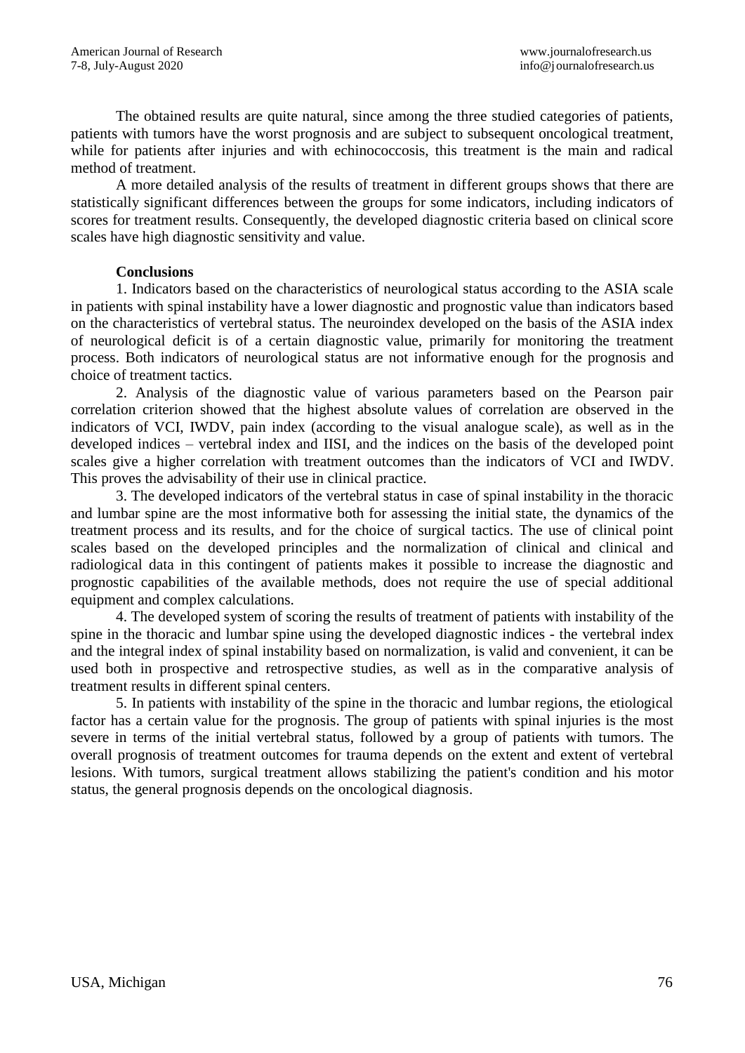The obtained results are quite natural, since among the three studied categories of patients, patients with tumors have the worst prognosis and are subject to subsequent oncological treatment, while for patients after injuries and with echinococcosis, this treatment is the main and radical method of treatment.

A more detailed analysis of the results of treatment in different groups shows that there are statistically significant differences between the groups for some indicators, including indicators of scores for treatment results. Consequently, the developed diagnostic criteria based on clinical score scales have high diagnostic sensitivity and value.

**Conclusions**

1. Indicators based on the characteristics of neurological status according to the ASIA scale in patients with spinal instability have a lower diagnostic and prognostic value than indicators based on the characteristics of vertebral status. The neuroindex developed on the basis of the ASIA index of neurological deficit is of a certain diagnostic value, primarily for monitoring the treatment process. Both indicators of neurological status are not informative enough for the prognosis and choice of treatment tactics.

2. Analysis of the diagnostic value of various parameters based on the Pearson pair correlation criterion showed that the highest absolute values of correlation are observed in the indicators of VCI, IWDV, pain index (according to the visual analogue scale), as well as in the developed indices – vertebral index and IISI, and the indices on the basis of the developed point scales give a higher correlation with treatment outcomes than the indicators of VCI and IWDV. This proves the advisability of their use in clinical practice.

3. The developed indicators of the vertebral status in case of spinal instability in the thoracic and lumbar spine are the most informative both for assessing the initial state, the dynamics of the treatment process and its results, and for the choice of surgical tactics. The use of clinical point scales based on the developed principles and the normalization of clinical and clinical and radiological data in this contingent of patients makes it possible to increase the diagnostic and prognostic capabilities of the available methods, does not require the use of special additional equipment and complex calculations.

4. The developed system of scoring the results of treatment of patients with instability of the spine in the thoracic and lumbar spine using the developed diagnostic indices - the vertebral index and the integral index of spinal instability based on normalization, is valid and convenient, it can be used both in prospective and retrospective studies, as well as in the comparative analysis of treatment results in different spinal centers.

5. In patients with instability of the spine in the thoracic and lumbar regions, the etiological factor has a certain value for the prognosis. The group of patients with spinal injuries is the most severe in terms of the initial vertebral status, followed by a group of patients with tumors. The overall prognosis of treatment outcomes for trauma depends on the extent and extent of vertebral lesions. With tumors, surgical treatment allows stabilizing the patient's condition and his motor status, the general prognosis depends on the oncological diagnosis.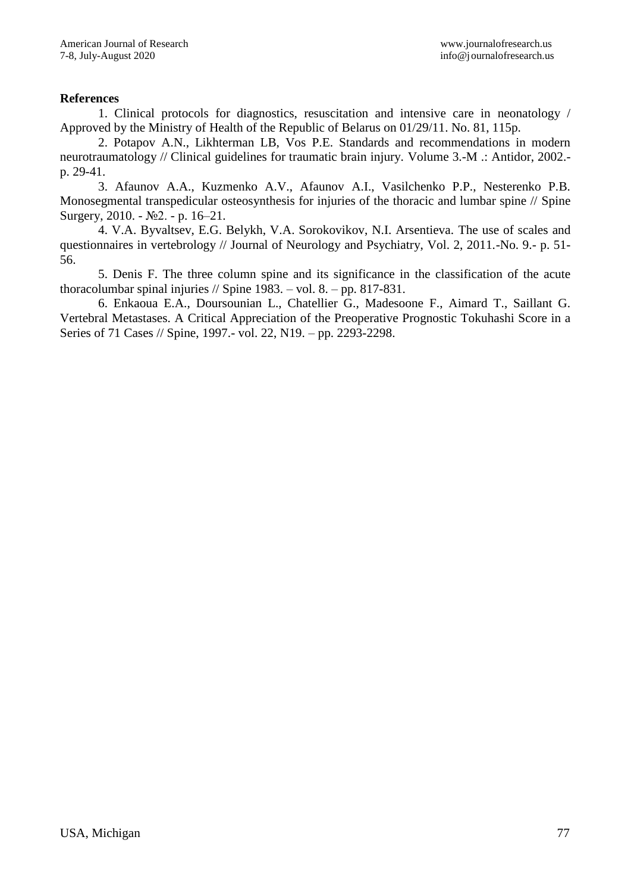**References**

1. Clinical protocols for diagnostics, resuscitation and intensive care in neonatology / Approved by the Ministry of Health of the Republic of Belarus on 01/29/11. No. 81, 115p.

2. Potapov A.N., Likhterman LB, Vos P.E. Standards and recommendations in modern neurotraumatology // Clinical guidelines for traumatic brain injury. Volume 3.-M .: Antidor, 2002.- p. 29-41.

3. Afaunov A.A., Kuzmenko A.V., Afaunov A.I., Vasilchenko P.P., Nesterenko P.B. Monosegmental transpedicular osteosynthesis for injuries of the thoracic and lumbar spine // Spine Surgery, 2010. - №2. - p. 16–21.

4. V.A. Byvaltsev, E.G. Belykh, V.A. Sorokovikov, N.I. Arsentieva. The use of scales and questionnaires in vertebrology // Journal of Neurology and Psychiatry, Vol. 2, 2011.-No. 9.- p. 51-56.

5. Denis F. The three column spine and its significance in the classification of the acute thoracolumbar spinal injuries // Spine 1983. – vol. 8. – pp. 817-831.

6. Enkaoua E.A., Doursounian L., Chatellier G., Madesoone F., Aimard T., Saillant G. Vertebral Metastases. A Critical Appreciation of the Preoperative Prognostic Tokuhashi Score in a Series of 71 Cases // Spine, 1997.- vol. 22, N19. – pp. 2293-2298.